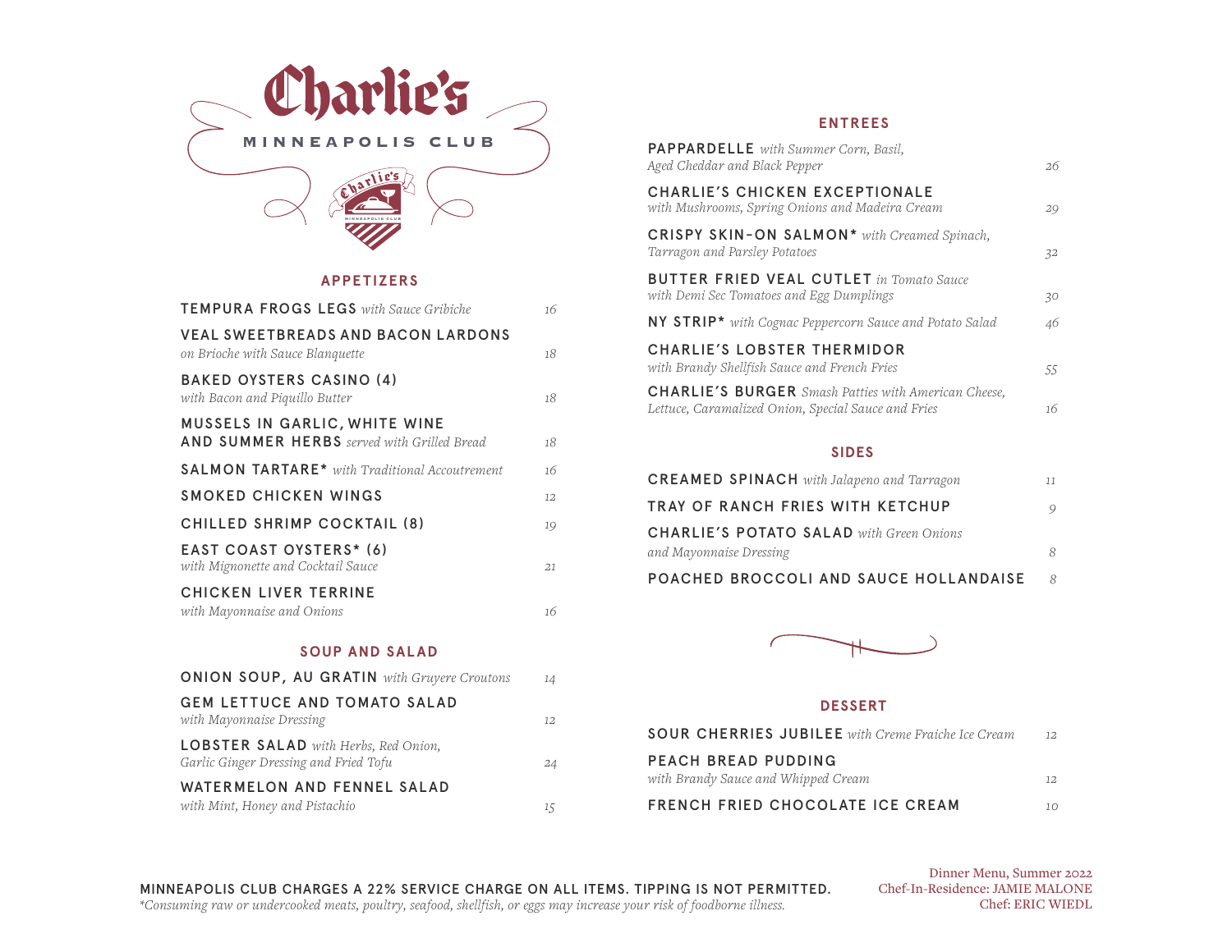# Charlie's

MINNEAPOLIS CLUB

## APPETIZERS

**TEMPURA FROGS LEGS** *with Sauce Gribiche* — 16

**VEAL SWEETBREADS AND BACON LARDONS** *on Brioche with Sauce Blanquette* — 18

**BAKED OYSTERS CASINO (4)** *with Bacon and Piquillo Butter* — 18

**MUSSELS IN GARLIC, WHITE WINE AND SUMMER HERBS** *served with Grilled Bread* — 18

**SALMON TARTARE*** *with Traditional Accoutrement* — 16

**SMOKED CHICKEN WINGS** — 12

**CHILLED SHRIMP COCKTAIL (8)** — 19

**EAST COAST OYSTERS* (6)** *with Mignonette and Cocktail Sauce* — 21

**CHICKEN LIVER TERRINE** *with Mayonnaise and Onions* — 16

## SOUP AND SALAD

**ONION SOUP, AU GRATIN** *with Gruyere Croutons* — 14

**GEM LETTUCE AND TOMATO SALAD** *with Mayonnaise Dressing* — 12

**LOBSTER SALAD** *with Herbs, Red Onion, Garlic Ginger Dressing and Fried Tofu* — 24

**WATERMELON AND FENNEL SALAD** *with Mint, Honey and Pistachio* — 15

## ENTREES

**PAPPARDELLE** *with Summer Corn, Basil, Aged Cheddar and Black Pepper* — 26

**CHARLIE'S CHICKEN EXCEPTIONALE** *with Mushrooms, Spring Onions and Madeira Cream* — 29

**CRISPY SKIN-ON SALMON*** *with Creamed Spinach, Tarragon and Parsley Potatoes* — 32

**BUTTER FRIED VEAL CUTLET** *in Tomato Sauce with Demi Sec Tomatoes and Egg Dumplings* — 30

**NY STRIP*** *with Cognac Peppercorn Sauce and Potato Salad* — 46

**CHARLIE'S LOBSTER THERMIDOR** *with Brandy Shellfish Sauce and French Fries* — 55

**CHARLIE'S BURGER** *Smash Patties with American Cheese, Lettuce, Caramalized Onion, Special Sauce and Fries* — 16

## SIDES

**CREAMED SPINACH** *with Jalapeno and Tarragon* — 11

**TRAY OF RANCH FRIES WITH KETCHUP** — 9

**CHARLIE'S POTATO SALAD** *with Green Onions and Mayonnaise Dressing* — 8

**POACHED BROCCOLI AND SAUCE HOLLANDAISE** — 8

## DESSERT

**SOUR CHERRIES JUBILEE** *with Creme Fraiche Ice Cream* — 12

**PEACH BREAD PUDDING** *with Brandy Sauce and Whipped Cream* — 12

**FRENCH FRIED CHOCOLATE ICE CREAM** — 10

MINNEAPOLIS CLUB CHARGES A 22% SERVICE CHARGE ON ALL ITEMS. TIPPING IS NOT PERMITTED.

*\*Consuming raw or undercooked meats, poultry, seafood, shellfish, or eggs may increase your risk of foodborne illness.*

Dinner Menu, Summer 2022
Chef-In-Residence: JAMIE MALONE
Chef: ERIC WIEDL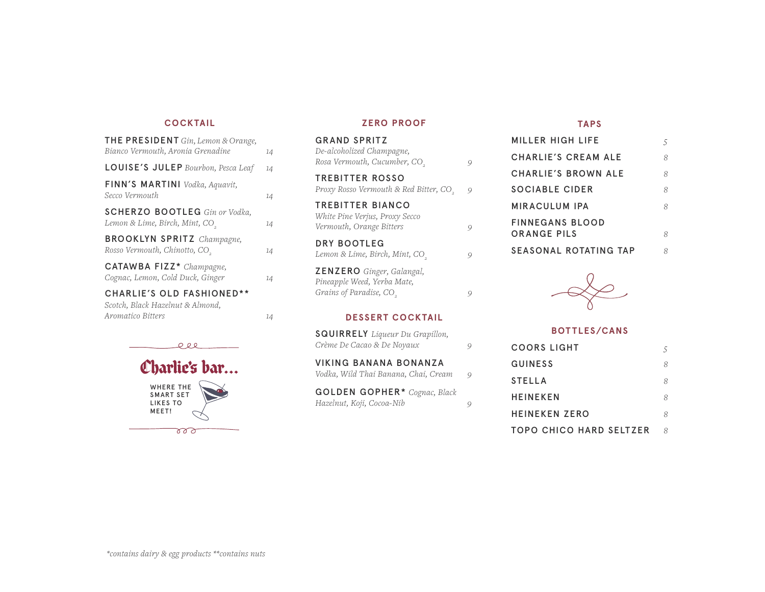## COCKTAIL

**THE PRESIDENT** *Gin, Lemon & Orange, Bianco Vermouth, Aronia Grenadine* 14

**LOUISE'S JULEP** *Bourbon, Pesca Leaf* 14

**FINN'S MARTINI** *Vodka, Aquavit, Secco Vermouth* 14

**SCHERZO BOOTLEG** *Gin or Vodka, Lemon & Lime, Birch, Mint, $CO_2$* 14

**BROOKLYN SPRITZ** *Champagne, Rosso Vermouth, Chinotto, $CO_2$* 14

**CATAWBA FIZZ*** *Champagne, Cognac, Lemon, Cold Duck, Ginger* 14

**CHARLIE'S OLD FASHIONED**** *Scotch, Black Hazelnut & Almond, Aromatico Bitters* 14

Charlie's bar...

WHERE THE SMART SET LIKES TO MEET!

## ZERO PROOF

**GRAND SPRITZ** *De-alcoholized Champagne, Rosa Vermouth, Cucumber, $CO_2$* 9

**TREBITTER ROSSO** *Proxy Rosso Vermouth & Red Bitter, $CO_2$* 9

**TREBITTER BIANCO** *White Pine Verjus, Proxy Secco Vermouth, Orange Bitters* 9

**DRY BOOTLEG** *Lemon & Lime, Birch, Mint, $CO_2$* 9

**ZENZERO** *Ginger, Galangal, Pineapple Weed, Yerba Mate, Grains of Paradise, $CO_2$* 9

## DESSERT COCKTAIL

**SQUIRRELY** *Liqueur Du Grapillon, Crème De Cacao & De Noyaux* 9

**VIKING BANANA BONANZA** *Vodka, Wild Thai Banana, Chai, Cream* 9

**GOLDEN GOPHER*** *Cognac, Black Hazelnut, Koji, Cocoa-Nib* 9

## TAPS

| | |
|---|---|
| MILLER HIGH LIFE | 5 |
| CHARLIE'S CREAM ALE | 8 |
| CHARLIE'S BROWN ALE | 8 |
| SOCIABLE CIDER | 8 |
| MIRACULUM IPA | 8 |
| FINNEGANS BLOOD ORANGE PILS | 8 |
| SEASONAL ROTATING TAP | 8 |

## BOTTLES/CANS

| | |
|---|---|
| COORS LIGHT | 5 |
| GUINESS | 8 |
| STELLA | 8 |
| HEINEKEN | 8 |
| HEINEKEN ZERO | 8 |
| TOPO CHICO HARD SELTZER | 8 |

*\*contains dairy & egg products \*\*contains nuts*